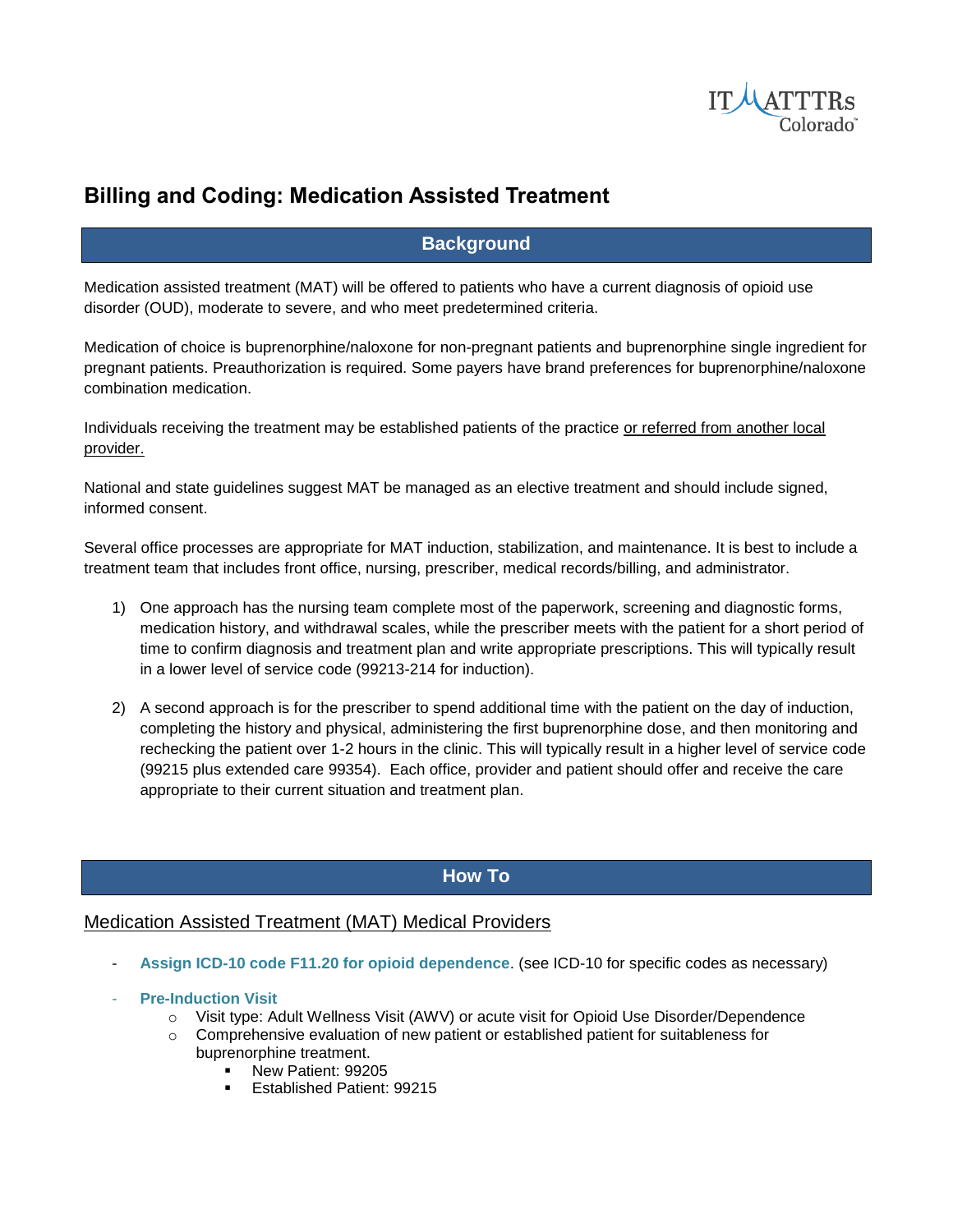# Billing and Coding: Medication Assisted Treatment

## Background

Medication assisted treatment (MAT) will be offered to patients who have a current diagnosis of opioid use disorder (OUD), moderate to severe, and who meet predetermined criteria.

Medication of choice is buprenorphine/naloxone for non-pregnant patients and buprenorphine single ingredient for pregnant patients. Preauthorization is required. Some payers have brand preferences for buprenorphine/naloxone combination medication.

Individuals receiving the treatment may be established patients of the practice <u>or referred from another local provider.</u>

National and state guidelines suggest MAT be managed as an elective treatment and should include signed, informed consent.

Several office processes are appropriate for MAT induction, stabilization, and maintenance. It is best to include a treatment team that includes front office, nursing, prescriber, medical records/billing, and administrator.

1) One approach has the nursing team complete most of the paperwork, screening and diagnostic forms, medication history, and withdrawal scales, while the prescriber meets with the patient for a short period of time to confirm diagnosis and treatment plan and write appropriate prescriptions. This will typically result in a lower level of service code (99213-214 for induction).

2) A second approach is for the prescriber to spend additional time with the patient on the day of induction, completing the history and physical, administering the first buprenorphine dose, and then monitoring and rechecking the patient over 1-2 hours in the clinic. This will typically result in a higher level of service code (99215 plus extended care 99354). Each office, provider and patient should offer and receive the care appropriate to their current situation and treatment plan.

## How To

### <u>Medication Assisted Treatment (MAT) Medical Providers</u>

- **Assign ICD-10 code F11.20 for opioid dependence**. (see ICD-10 for specific codes as necessary)
- **Pre-Induction Visit**
  - Visit type: Adult Wellness Visit (AWV) or acute visit for Opioid Use Disorder/Dependence
  - Comprehensive evaluation of new patient or established patient for suitableness for buprenorphine treatment.
    - New Patient: 99205
    - Established Patient: 99215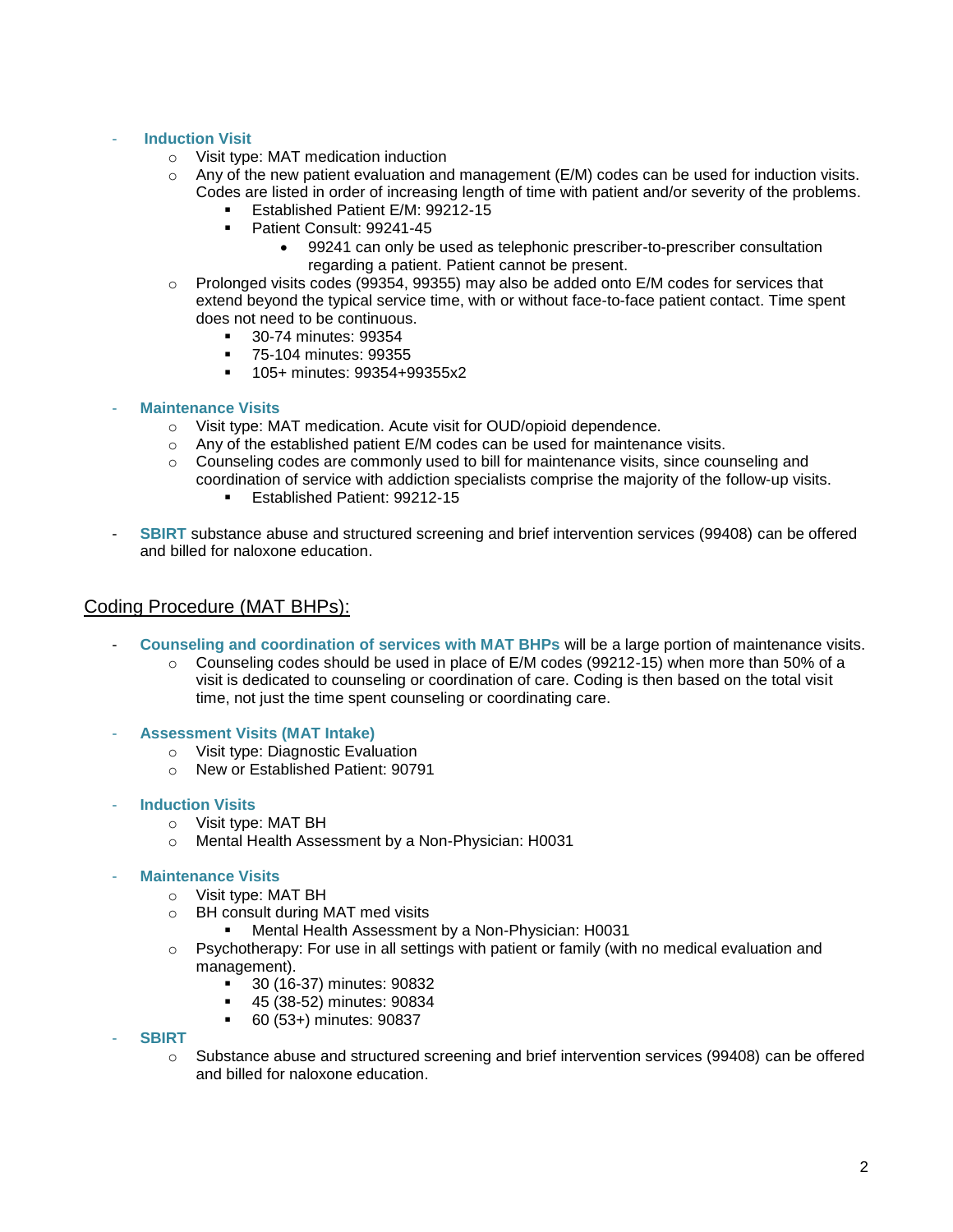- **Induction Visit**
    - Visit type: MAT medication induction
    - Any of the new patient evaluation and management (E/M) codes can be used for induction visits. Codes are listed in order of increasing length of time with patient and/or severity of the problems.
        - Established Patient E/M: 99212-15
        - Patient Consult: 99241-45
            - 99241 can only be used as telephonic prescriber-to-prescriber consultation regarding a patient. Patient cannot be present.
    - Prolonged visits codes (99354, 99355) may also be added onto E/M codes for services that extend beyond the typical service time, with or without face-to-face patient contact. Time spent does not need to be continuous.
        - 30-74 minutes: 99354
        - 75-104 minutes: 99355
        - 105+ minutes: 99354+99355x2

- **Maintenance Visits**
    - Visit type: MAT medication. Acute visit for OUD/opioid dependence.
    - Any of the established patient E/M codes can be used for maintenance visits.
    - Counseling codes are commonly used to bill for maintenance visits, since counseling and coordination of service with addiction specialists comprise the majority of the follow-up visits.
        - Established Patient: 99212-15

- **SBIRT** substance abuse and structured screening and brief intervention services (99408) can be offered and billed for naloxone education.

## Coding Procedure (MAT BHPs):

- **Counseling and coordination of services with MAT BHPs** will be a large portion of maintenance visits.
    - Counseling codes should be used in place of E/M codes (99212-15) when more than 50% of a visit is dedicated to counseling or coordination of care. Coding is then based on the total visit time, not just the time spent counseling or coordinating care.

- **Assessment Visits (MAT Intake)**
    - Visit type: Diagnostic Evaluation
    - New or Established Patient: 90791

- **Induction Visits**
    - Visit type: MAT BH
    - Mental Health Assessment by a Non-Physician: H0031

- **Maintenance Visits**
    - Visit type: MAT BH
    - BH consult during MAT med visits
        - Mental Health Assessment by a Non-Physician: H0031
    - Psychotherapy: For use in all settings with patient or family (with no medical evaluation and management).
        - 30 (16-37) minutes: 90832
        - 45 (38-52) minutes: 90834
        - 60 (53+) minutes: 90837
- **SBIRT**
    - Substance abuse and structured screening and brief intervention services (99408) can be offered and billed for naloxone education.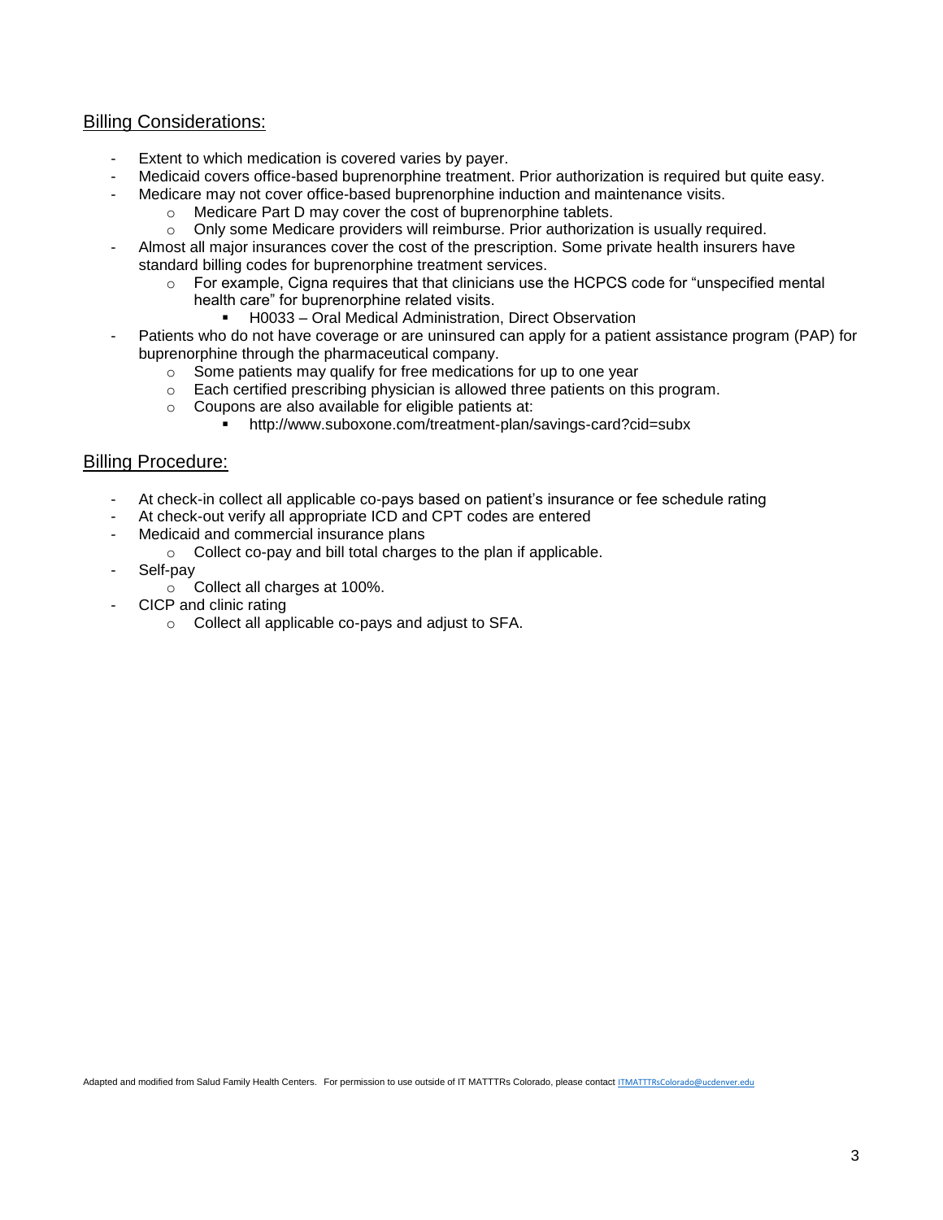## Billing Considerations:

- Extent to which medication is covered varies by payer.
- Medicaid covers office-based buprenorphine treatment. Prior authorization is required but quite easy.
- Medicare may not cover office-based buprenorphine induction and maintenance visits.
    - Medicare Part D may cover the cost of buprenorphine tablets.
    - Only some Medicare providers will reimburse. Prior authorization is usually required.
- Almost all major insurances cover the cost of the prescription. Some private health insurers have standard billing codes for buprenorphine treatment services.
    - For example, Cigna requires that that clinicians use the HCPCS code for "unspecified mental health care" for buprenorphine related visits.
        - H0033 – Oral Medical Administration, Direct Observation
- Patients who do not have coverage or are uninsured can apply for a patient assistance program (PAP) for buprenorphine through the pharmaceutical company.
    - Some patients may qualify for free medications for up to one year
    - Each certified prescribing physician is allowed three patients on this program.
    - Coupons are also available for eligible patients at:
        - http://www.suboxone.com/treatment-plan/savings-card?cid=subx

## Billing Procedure:

- At check-in collect all applicable co-pays based on patient's insurance or fee schedule rating
- At check-out verify all appropriate ICD and CPT codes are entered
- Medicaid and commercial insurance plans
    - Collect co-pay and bill total charges to the plan if applicable.
- Self-pay
    - Collect all charges at 100%.
- CICP and clinic rating
    - Collect all applicable co-pays and adjust to SFA.

Adapted and modified from Salud Family Health Centers. For permission to use outside of IT MATTTRs Colorado, please contact ITMATTTRsColorado@ucdenver.edu